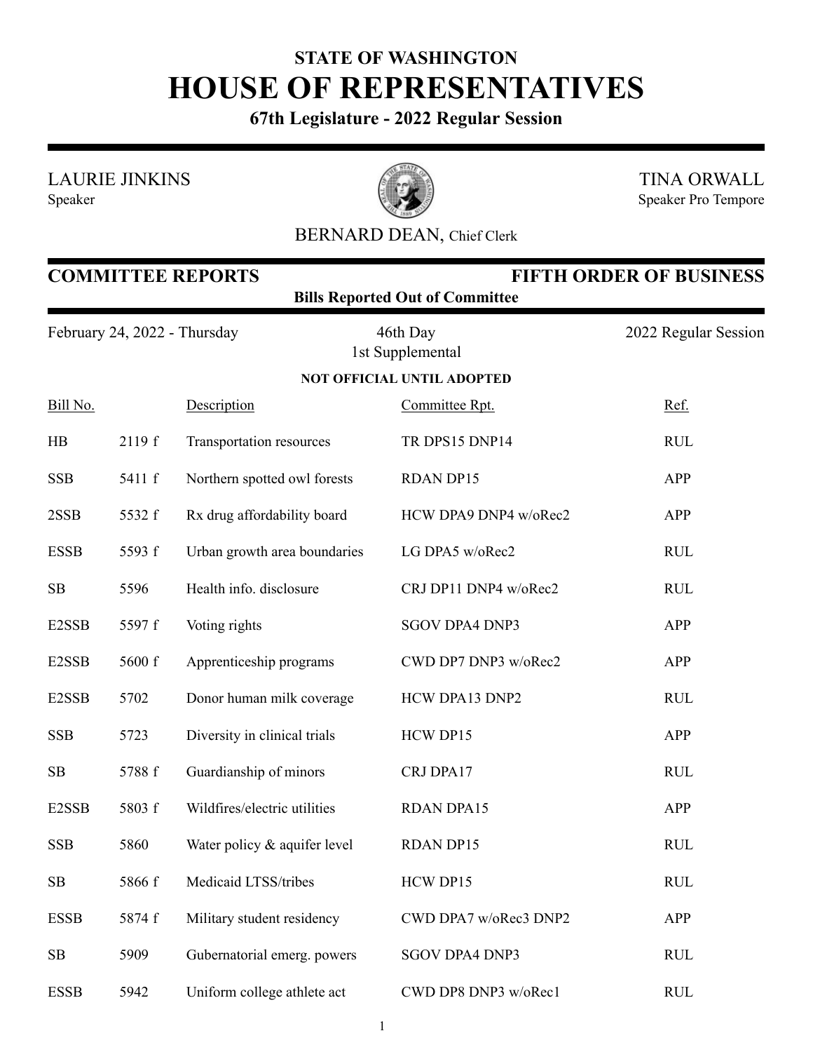**STATE OF WASHINGTON**

# HOUSE OF REPRESENTATIVES

**67th Legislature - 2022 Regular Session**

LAURIE JINKINS
Speaker

TINA ORWALL
Speaker Pro Tempore

BERNARD DEAN, Chief Clerk

## COMMITTEE REPORTS — FIFTH ORDER OF BUSINESS

**Bills Reported Out of Committee**

February 24, 2022 - Thursday — 46th Day, 1st Supplemental — 2022 Regular Session

**NOT OFFICIAL UNTIL ADOPTED**

| Bill No. | | Description | Committee Rpt. | Ref. |
|---|---|---|---|---|
| HB | 2119 f | Transportation resources | TR DPS15 DNP14 | RUL |
| SSB | 5411 f | Northern spotted owl forests | RDAN DP15 | APP |
| 2SSB | 5532 f | Rx drug affordability board | HCW DPA9 DNP4 w/oRec2 | APP |
| ESSB | 5593 f | Urban growth area boundaries | LG DPA5 w/oRec2 | RUL |
| SB | 5596 | Health info. disclosure | CRJ DP11 DNP4 w/oRec2 | RUL |
| E2SSB | 5597 f | Voting rights | SGOV DPA4 DNP3 | APP |
| E2SSB | 5600 f | Apprenticeship programs | CWD DP7 DNP3 w/oRec2 | APP |
| E2SSB | 5702 | Donor human milk coverage | HCW DPA13 DNP2 | RUL |
| SSB | 5723 | Diversity in clinical trials | HCW DP15 | APP |
| SB | 5788 f | Guardianship of minors | CRJ DPA17 | RUL |
| E2SSB | 5803 f | Wildfires/electric utilities | RDAN DPA15 | APP |
| SSB | 5860 | Water policy & aquifer level | RDAN DP15 | RUL |
| SB | 5866 f | Medicaid LTSS/tribes | HCW DP15 | RUL |
| ESSB | 5874 f | Military student residency | CWD DPA7 w/oRec3 DNP2 | APP |
| SB | 5909 | Gubernatorial emerg. powers | SGOV DPA4 DNP3 | RUL |
| ESSB | 5942 | Uniform college athlete act | CWD DP8 DNP3 w/oRec1 | RUL |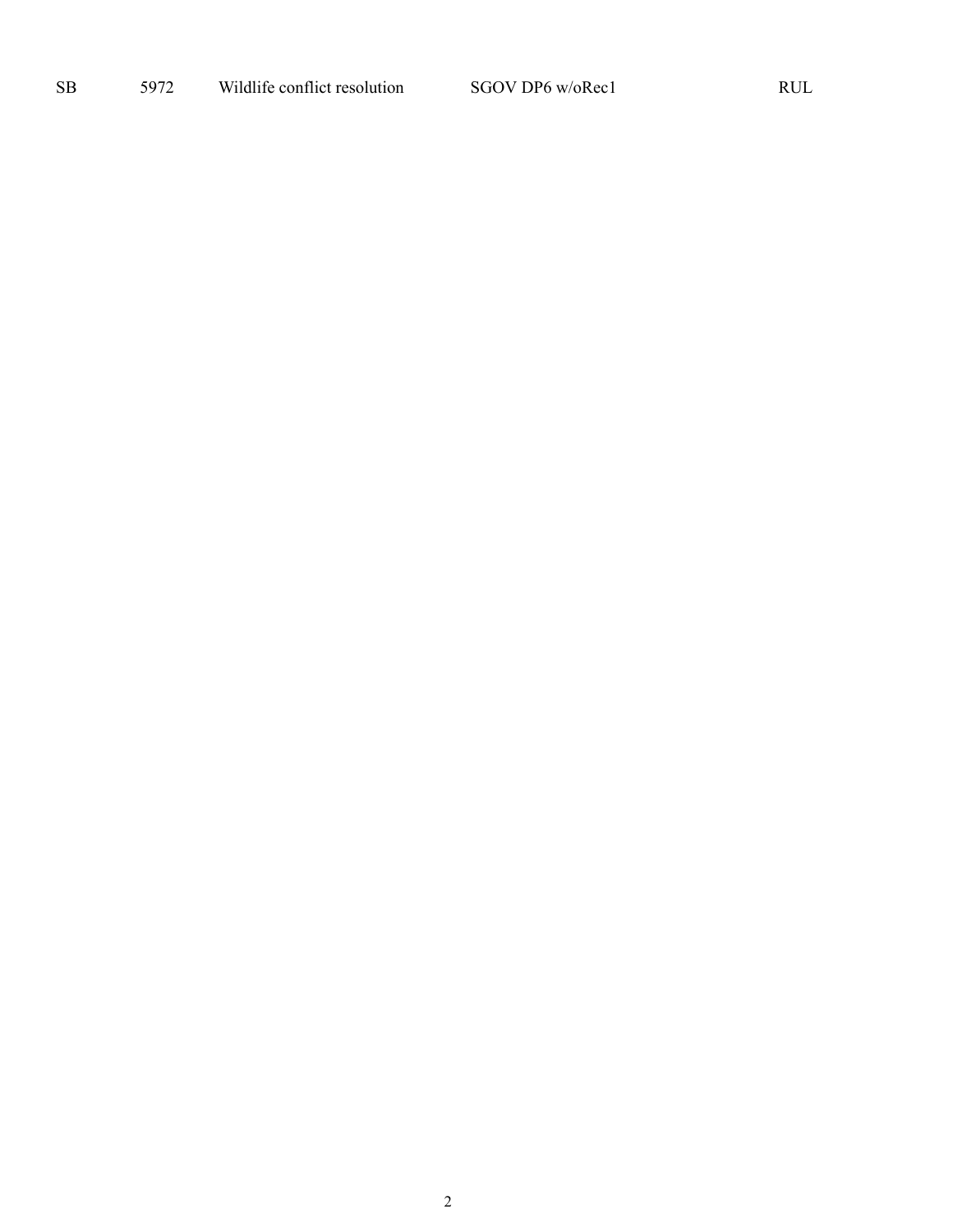| | | | | |
|---|---|---|---|---|
| SB | 5972 | Wildlife conflict resolution | SGOV DP6 w/oRec1 | RUL |